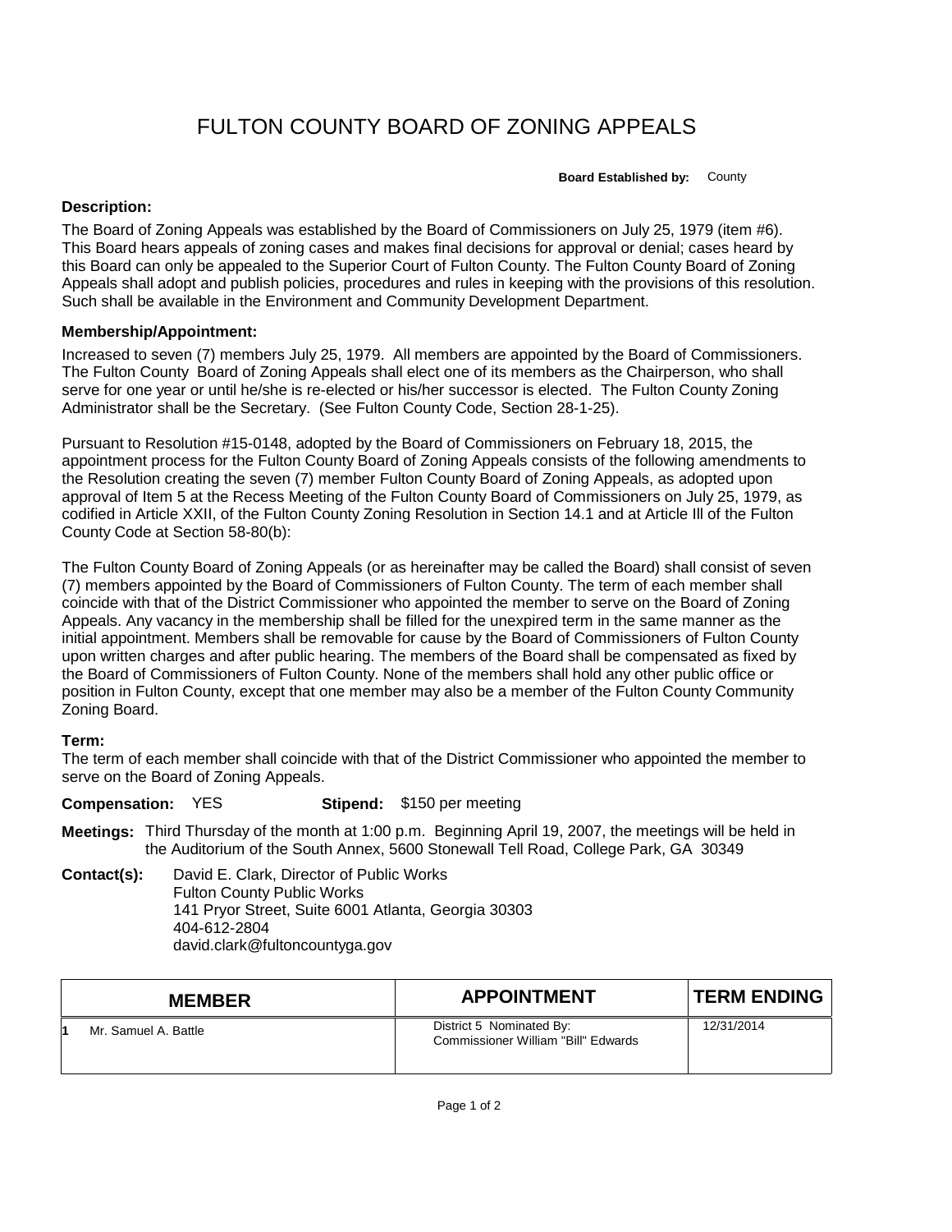# FULTON COUNTY BOARD OF ZONING APPEALS

**Board Established by:** County

### Description:

The Board of Zoning Appeals was established by the Board of Commissioners on July 25, 1979 (item #6). This Board hears appeals of zoning cases and makes final decisions for approval or denial; cases heard by this Board can only be appealed to the Superior Court of Fulton County. The Fulton County Board of Zoning Appeals shall adopt and publish policies, procedures and rules in keeping with the provisions of this resolution. Such shall be available in the Environment and Community Development Department.

### Membership/Appointment:

Increased to seven (7) members July 25, 1979. All members are appointed by the Board of Commissioners. The Fulton County Board of Zoning Appeals shall elect one of its members as the Chairperson, who shall serve for one year or until he/she is re-elected or his/her successor is elected. The Fulton County Zoning Administrator shall be the Secretary. (See Fulton County Code, Section 28-1-25).

Pursuant to Resolution #15-0148, adopted by the Board of Commissioners on February 18, 2015, the appointment process for the Fulton County Board of Zoning Appeals consists of the following amendments to the Resolution creating the seven (7) member Fulton County Board of Zoning Appeals, as adopted upon approval of Item 5 at the Recess Meeting of the Fulton County Board of Commissioners on July 25, 1979, as codified in Article XXII, of the Fulton County Zoning Resolution in Section 14.1 and at Article Ill of the Fulton County Code at Section 58-80(b):

The Fulton County Board of Zoning Appeals (or as hereinafter may be called the Board) shall consist of seven (7) members appointed by the Board of Commissioners of Fulton County. The term of each member shall coincide with that of the District Commissioner who appointed the member to serve on the Board of Zoning Appeals. Any vacancy in the membership shall be filled for the unexpired term in the same manner as the initial appointment. Members shall be removable for cause by the Board of Commissioners of Fulton County upon written charges and after public hearing. The members of the Board shall be compensated as fixed by the Board of Commissioners of Fulton County. None of the members shall hold any other public office or position in Fulton County, except that one member may also be a member of the Fulton County Community Zoning Board.

### Term:

The term of each member shall coincide with that of the District Commissioner who appointed the member to serve on the Board of Zoning Appeals.

**Compensation:** YES **Stipend:** $150 per meeting

**Meetings:** Third Thursday of the month at 1:00 p.m. Beginning April 19, 2007, the meetings will be held in the Auditorium of the South Annex, 5600 Stonewall Tell Road, College Park, GA 30349

**Contact(s):** David E. Clark, Director of Public Works
Fulton County Public Works
141 Pryor Street, Suite 6001 Atlanta, Georgia 30303
404-612-2804
david.clark@fultoncountyga.gov

| MEMBER | APPOINTMENT | TERM ENDING |
|---|---|---|
| 1 Mr. Samuel A. Battle | District 5 Nominated By: Commissioner William "Bill" Edwards | 12/31/2014 |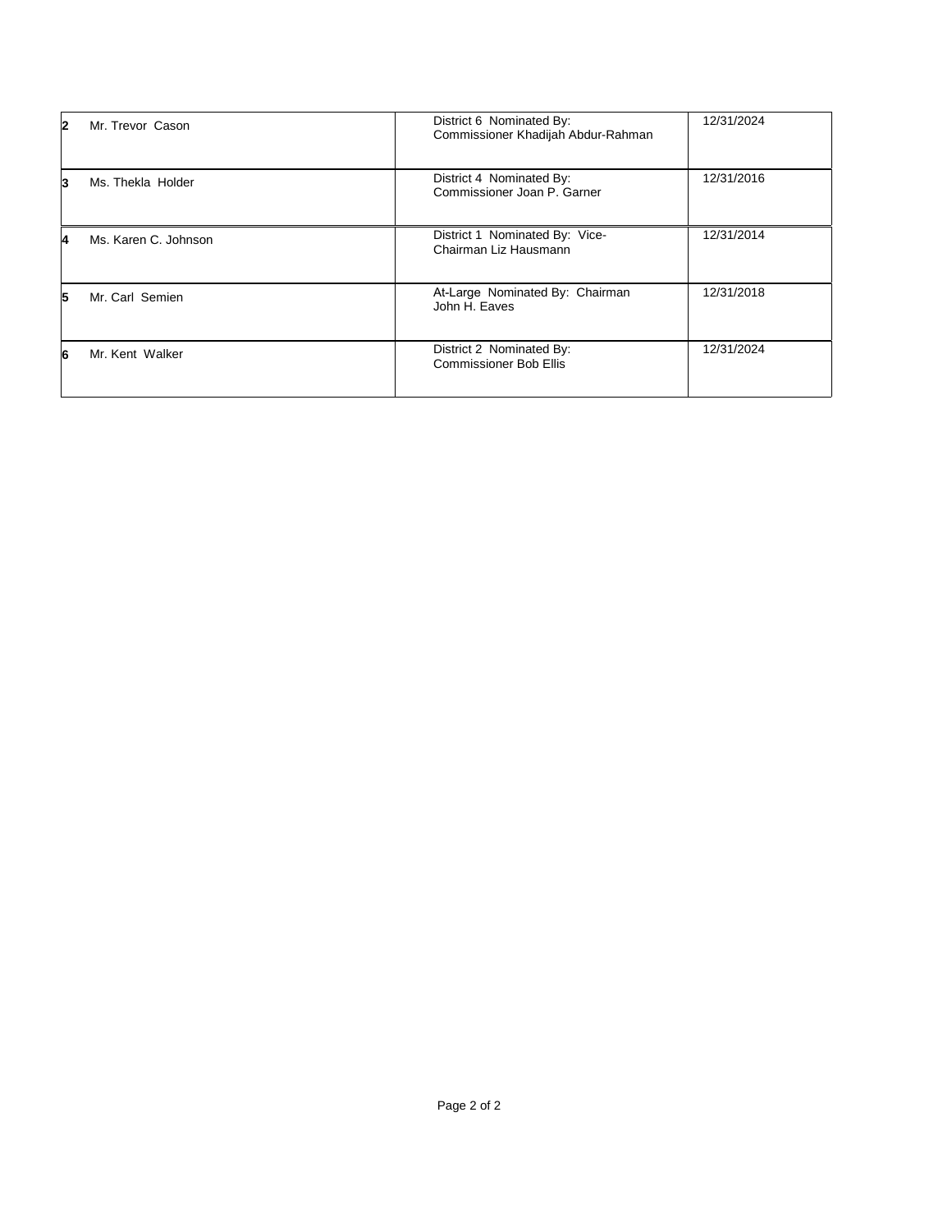| | | | |
|---|---|---|---|
| **2** | Mr. Trevor Cason | District 6 Nominated By: Commissioner Khadijah Abdur-Rahman | 12/31/2024 |
| **3** | Ms. Thekla Holder | District 4 Nominated By: Commissioner Joan P. Garner | 12/31/2016 |
| **4** | Ms. Karen C. Johnson | District 1 Nominated By: Vice-Chairman Liz Hausmann | 12/31/2014 |
| **5** | Mr. Carl Semien | At-Large Nominated By: Chairman John H. Eaves | 12/31/2018 |
| **6** | Mr. Kent Walker | District 2 Nominated By: Commissioner Bob Ellis | 12/31/2024 |